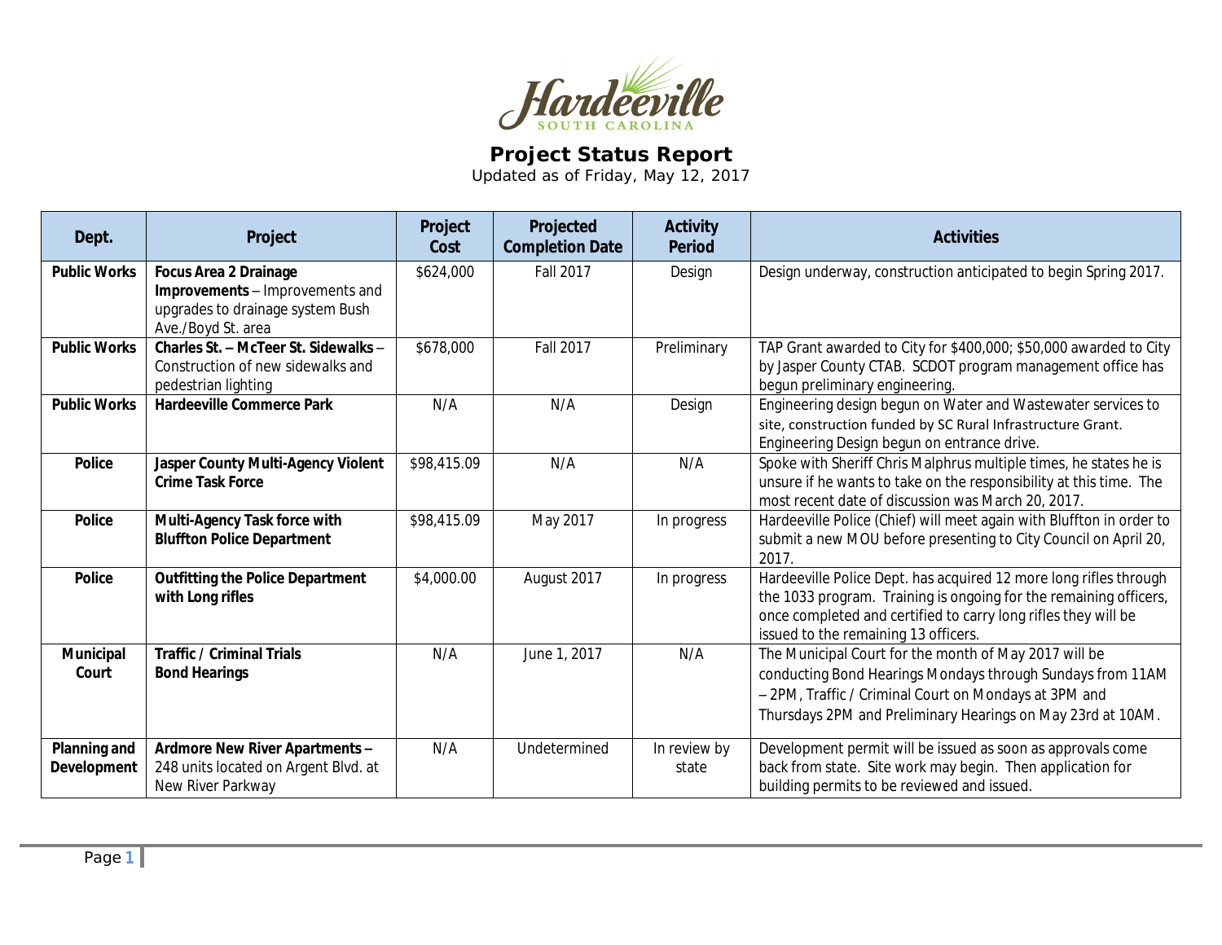Hardeeville
SOUTH CAROLINA

# Project Status Report

Updated as of Friday, May 12, 2017

| Dept. | Project | Project Cost | Projected Completion Date | Activity Period | Activities |
|---|---|---|---|---|---|
| **Public Works** | **Focus Area 2 Drainage Improvements** – Improvements and upgrades to drainage system Bush Ave./Boyd St. area | $624,000 | Fall 2017 | Design | Design underway, construction anticipated to begin Spring 2017. |
| **Public Works** | **Charles St. – McTeer St. Sidewalks** – Construction of new sidewalks and pedestrian lighting | $678,000 | Fall 2017 | Preliminary | TAP Grant awarded to City for $400,000; $50,000 awarded to City by Jasper County CTAB. SCDOT program management office has begun preliminary engineering. |
| **Public Works** | **Hardeeville Commerce Park** | N/A | N/A | Design | Engineering design begun on Water and Wastewater services to site, construction funded by SC Rural Infrastructure Grant. Engineering Design begun on entrance drive. |
| **Police** | **Jasper County Multi-Agency Violent Crime Task Force** | $98,415.09 | N/A | N/A | Spoke with Sheriff Chris Malphrus multiple times, he states he is unsure if he wants to take on the responsibility at this time. The most recent date of discussion was March 20, 2017. |
| **Police** | **Multi-Agency Task force with Bluffton Police Department** | $98,415.09 | May 2017 | In progress | Hardeeville Police (Chief) will meet again with Bluffton in order to submit a new MOU before presenting to City Council on April 20, 2017. |
| **Police** | **Outfitting the Police Department with Long rifles** | $4,000.00 | August 2017 | In progress | Hardeeville Police Dept. has acquired 12 more long rifles through the 1033 program. Training is ongoing for the remaining officers, once completed and certified to carry long rifles they will be issued to the remaining 13 officers. |
| **Municipal Court** | **Traffic / Criminal Trials Bond Hearings** | N/A | June 1, 2017 | N/A | The Municipal Court for the month of May 2017 will be conducting Bond Hearings Mondays through Sundays from 11AM – 2PM, Traffic / Criminal Court on Mondays at 3PM and Thursdays 2PM and Preliminary Hearings on May 23rd at 10AM. |
| **Planning and Development** | **Ardmore New River Apartments** – 248 units located on Argent Blvd. at New River Parkway | N/A | Undetermined | In review by state | Development permit will be issued as soon as approvals come back from state. Site work may begin. Then application for building permits to be reviewed and issued. |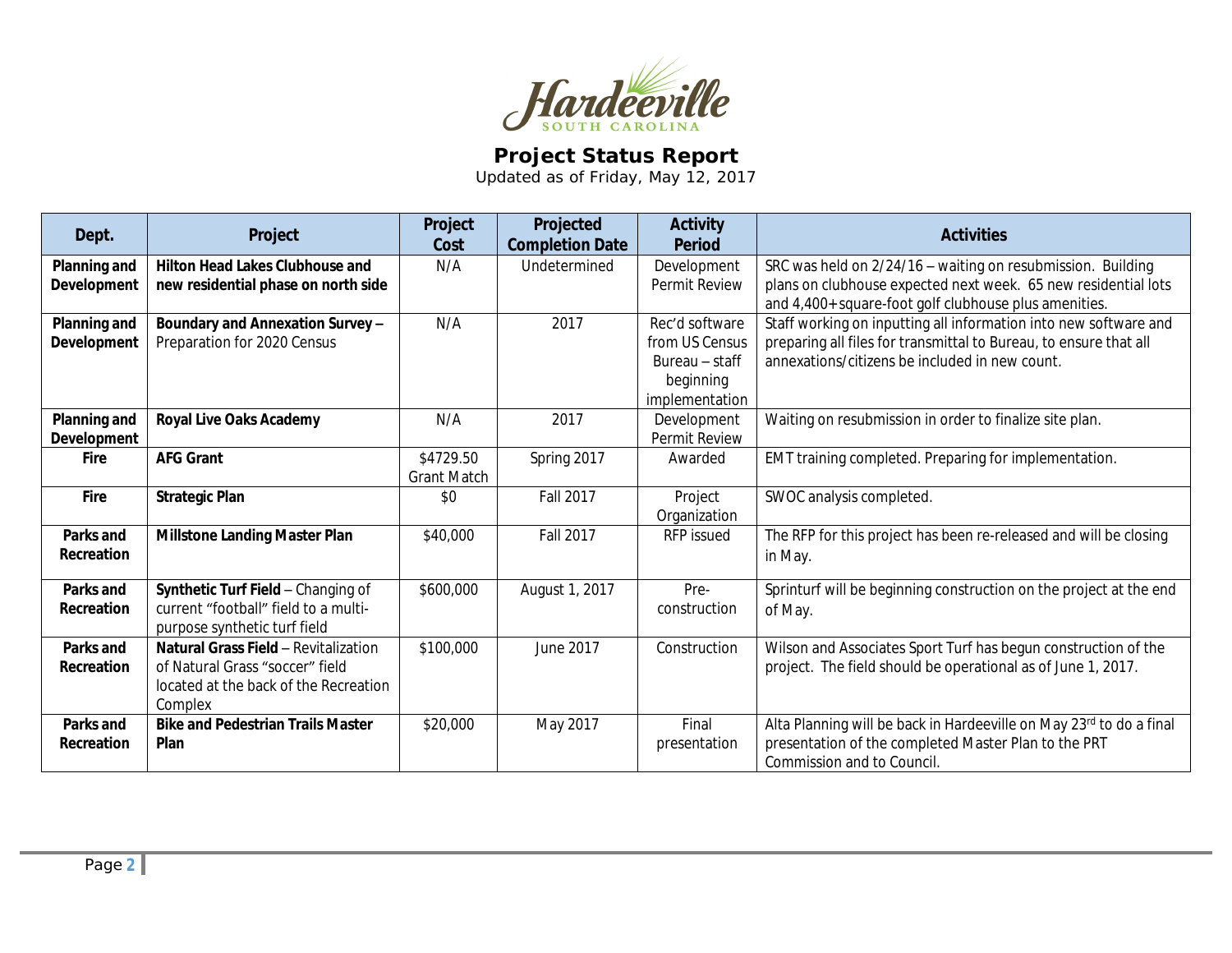Hardeeville
SOUTH CAROLINA

# Project Status Report

Updated as of Friday, May 12, 2017

| Dept. | Project | Project Cost | Projected Completion Date | Activity Period | Activities |
|---|---|---|---|---|---|
| **Planning and Development** | **Hilton Head Lakes Clubhouse and new residential phase on north side** | N/A | Undetermined | Development Permit Review | SRC was held on 2/24/16 – waiting on resubmission. Building plans on clubhouse expected next week. 65 new residential lots and 4,400+ square-foot golf clubhouse plus amenities. |
| **Planning and Development** | **Boundary and Annexation Survey –** Preparation for 2020 Census | N/A | 2017 | Rec'd software from US Census Bureau – staff beginning implementation | Staff working on inputting all information into new software and preparing all files for transmittal to Bureau, to ensure that all annexations/citizens be included in new count. |
| **Planning and Development** | **Royal Live Oaks Academy** | N/A | 2017 | Development Permit Review | Waiting on resubmission in order to finalize site plan. |
| **Fire** | **AFG Grant** | $4729.50 Grant Match | Spring 2017 | Awarded | EMT training completed. Preparing for implementation. |
| **Fire** | **Strategic Plan** | $0 | Fall 2017 | Project Organization | SWOC analysis completed. |
| **Parks and Recreation** | **Millstone Landing Master Plan** | $40,000 | Fall 2017 | RFP issued | The RFP for this project has been re-released and will be closing in May. |
| **Parks and Recreation** | **Synthetic Turf Field** – Changing of current "football" field to a multi-purpose synthetic turf field | $600,000 | August 1, 2017 | Pre-construction | Sprinturf will be beginning construction on the project at the end of May. |
| **Parks and Recreation** | **Natural Grass Field** – Revitalization of Natural Grass "soccer" field located at the back of the Recreation Complex | $100,000 | June 2017 | Construction | Wilson and Associates Sport Turf has begun construction of the project. The field should be operational as of June 1, 2017. |
| **Parks and Recreation** | **Bike and Pedestrian Trails Master Plan** | $20,000 | May 2017 | Final presentation | Alta Planning will be back in Hardeeville on May 23rd to do a final presentation of the completed Master Plan to the PRT Commission and to Council. |